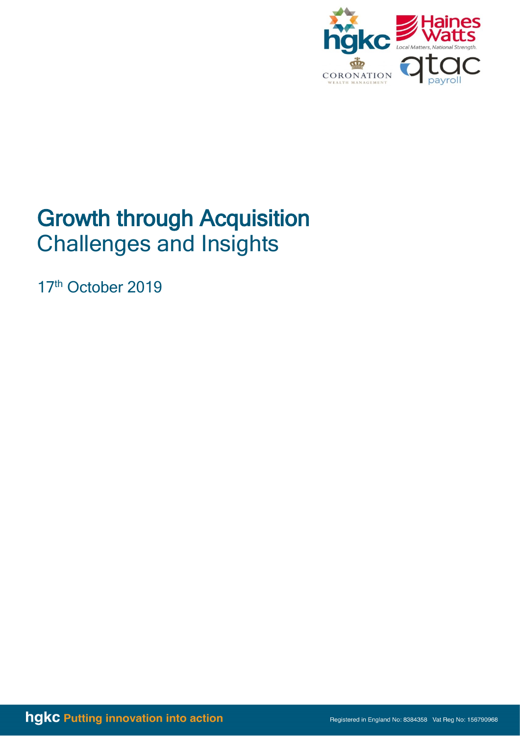# Growth through Acquisition

## Challenges and Insights

17th October 2019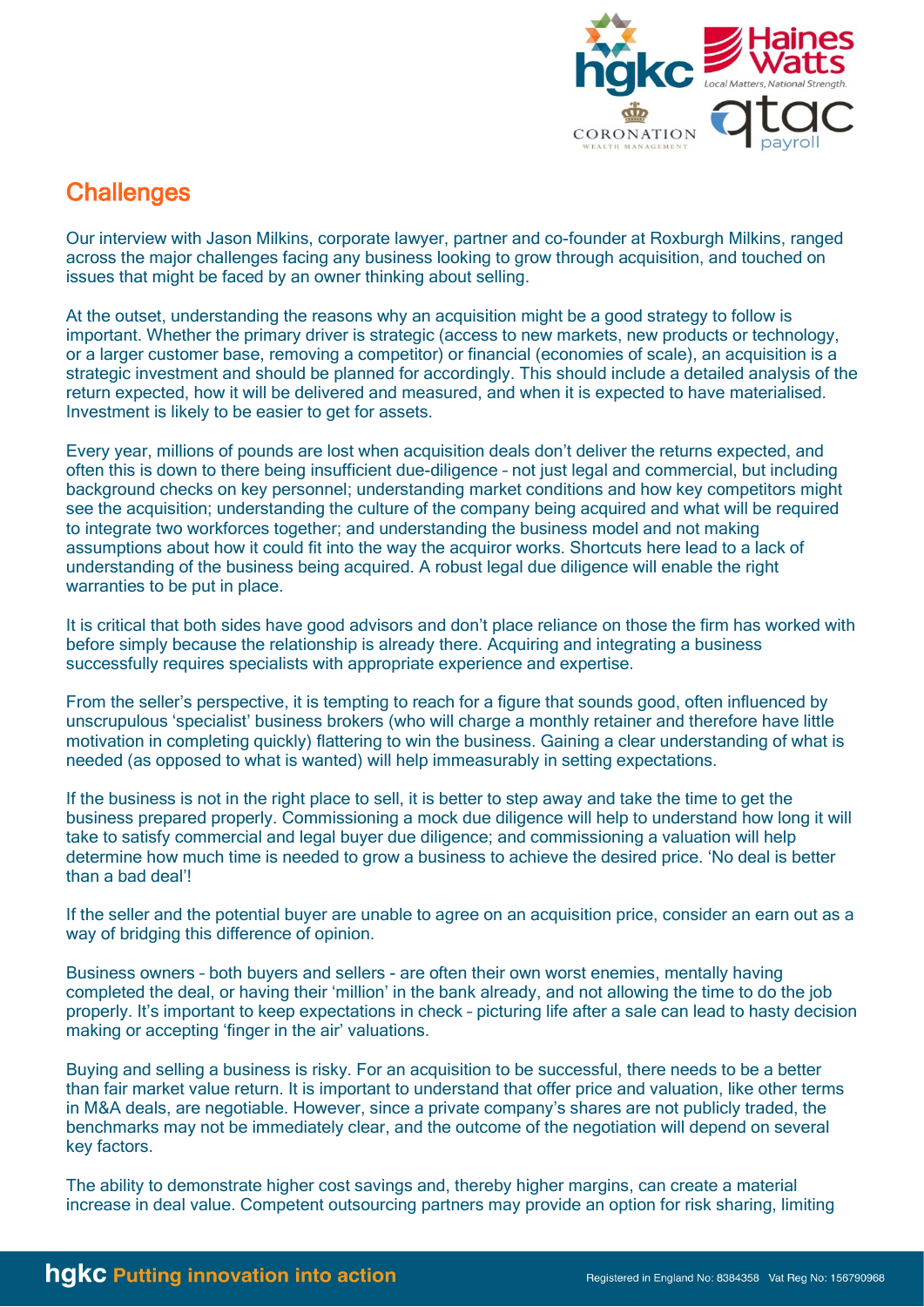## Challenges

Our interview with Jason Milkins, corporate lawyer, partner and co-founder at Roxburgh Milkins, ranged across the major challenges facing any business looking to grow through acquisition, and touched on issues that might be faced by an owner thinking about selling.

At the outset, understanding the reasons why an acquisition might be a good strategy to follow is important. Whether the primary driver is strategic (access to new markets, new products or technology, or a larger customer base, removing a competitor) or financial (economies of scale), an acquisition is a strategic investment and should be planned for accordingly. This should include a detailed analysis of the return expected, how it will be delivered and measured, and when it is expected to have materialised. Investment is likely to be easier to get for assets.

Every year, millions of pounds are lost when acquisition deals don't deliver the returns expected, and often this is down to there being insufficient due-diligence – not just legal and commercial, but including background checks on key personnel; understanding market conditions and how key competitors might see the acquisition; understanding the culture of the company being acquired and what will be required to integrate two workforces together; and understanding the business model and not making assumptions about how it could fit into the way the acquiror works. Shortcuts here lead to a lack of understanding of the business being acquired. A robust legal due diligence will enable the right warranties to be put in place.

It is critical that both sides have good advisors and don't place reliance on those the firm has worked with before simply because the relationship is already there. Acquiring and integrating a business successfully requires specialists with appropriate experience and expertise.

From the seller's perspective, it is tempting to reach for a figure that sounds good, often influenced by unscrupulous 'specialist' business brokers (who will charge a monthly retainer and therefore have little motivation in completing quickly) flattering to win the business. Gaining a clear understanding of what is needed (as opposed to what is wanted) will help immeasurably in setting expectations.

If the business is not in the right place to sell, it is better to step away and take the time to get the business prepared properly. Commissioning a mock due diligence will help to understand how long it will take to satisfy commercial and legal buyer due diligence; and commissioning a valuation will help determine how much time is needed to grow a business to achieve the desired price. 'No deal is better than a bad deal'!

If the seller and the potential buyer are unable to agree on an acquisition price, consider an earn out as a way of bridging this difference of opinion.

Business owners – both buyers and sellers - are often their own worst enemies, mentally having completed the deal, or having their 'million' in the bank already, and not allowing the time to do the job properly. It's important to keep expectations in check – picturing life after a sale can lead to hasty decision making or accepting 'finger in the air' valuations.

Buying and selling a business is risky. For an acquisition to be successful, there needs to be a better than fair market value return. It is important to understand that offer price and valuation, like other terms in M&A deals, are negotiable. However, since a private company's shares are not publicly traded, the benchmarks may not be immediately clear, and the outcome of the negotiation will depend on several key factors.

The ability to demonstrate higher cost savings and, thereby higher margins, can create a material increase in deal value. Competent outsourcing partners may provide an option for risk sharing, limiting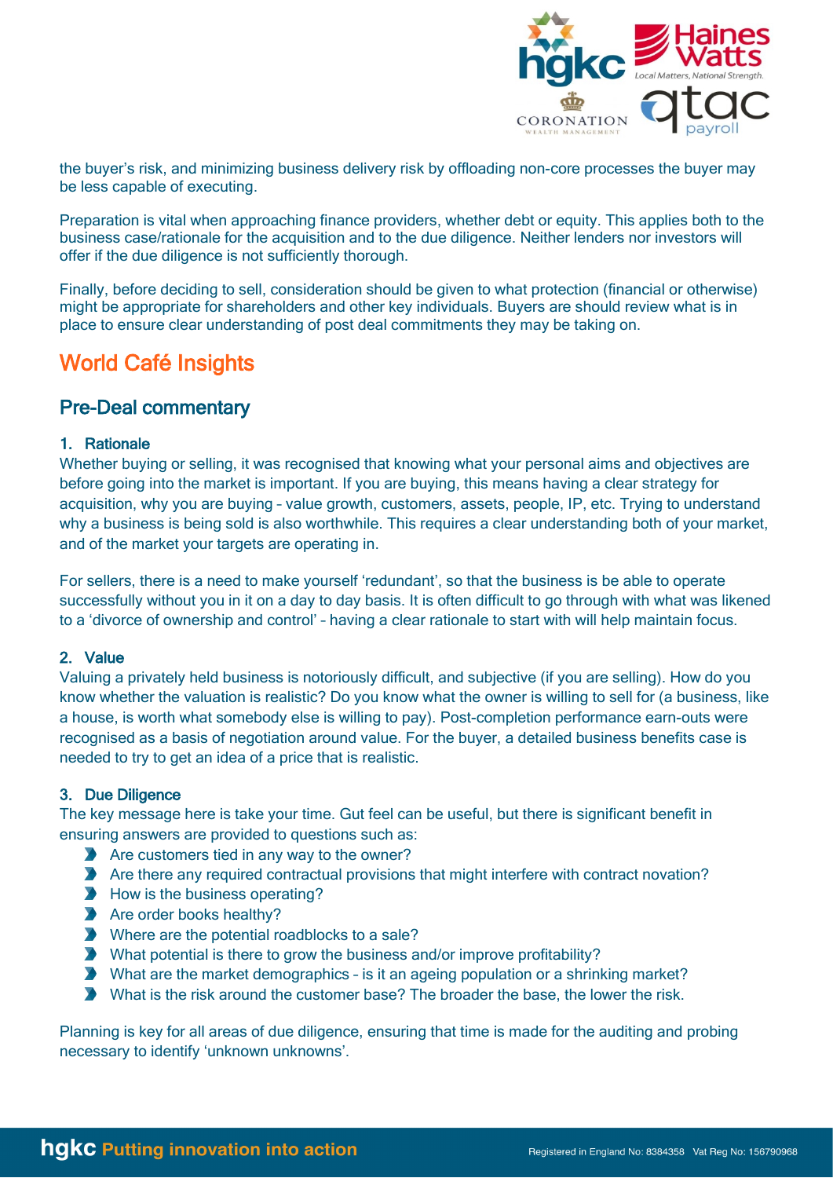the buyer's risk, and minimizing business delivery risk by offloading non-core processes the buyer may be less capable of executing.

Preparation is vital when approaching finance providers, whether debt or equity. This applies both to the business case/rationale for the acquisition and to the due diligence. Neither lenders nor investors will offer if the due diligence is not sufficiently thorough.

Finally, before deciding to sell, consideration should be given to what protection (financial or otherwise) might be appropriate for shareholders and other key individuals. Buyers are should review what is in place to ensure clear understanding of post deal commitments they may be taking on.

# World Café Insights

## Pre-Deal commentary

### 1. Rationale

Whether buying or selling, it was recognised that knowing what your personal aims and objectives are before going into the market is important. If you are buying, this means having a clear strategy for acquisition, why you are buying – value growth, customers, assets, people, IP, etc. Trying to understand why a business is being sold is also worthwhile. This requires a clear understanding both of your market, and of the market your targets are operating in.

For sellers, there is a need to make yourself 'redundant', so that the business is be able to operate successfully without you in it on a day to day basis. It is often difficult to go through with what was likened to a 'divorce of ownership and control' – having a clear rationale to start with will help maintain focus.

### 2. Value

Valuing a privately held business is notoriously difficult, and subjective (if you are selling). How do you know whether the valuation is realistic? Do you know what the owner is willing to sell for (a business, like a house, is worth what somebody else is willing to pay). Post-completion performance earn-outs were recognised as a basis of negotiation around value. For the buyer, a detailed business benefits case is needed to try to get an idea of a price that is realistic.

### 3. Due Diligence

The key message here is take your time. Gut feel can be useful, but there is significant benefit in ensuring answers are provided to questions such as:

- Are customers tied in any way to the owner?
- Are there any required contractual provisions that might interfere with contract novation?
- How is the business operating?
- Are order books healthy?
- Where are the potential roadblocks to a sale?
- What potential is there to grow the business and/or improve profitability?
- What are the market demographics – is it an ageing population or a shrinking market?
- What is the risk around the customer base? The broader the base, the lower the risk.

Planning is key for all areas of due diligence, ensuring that time is made for the auditing and probing necessary to identify 'unknown unknowns'.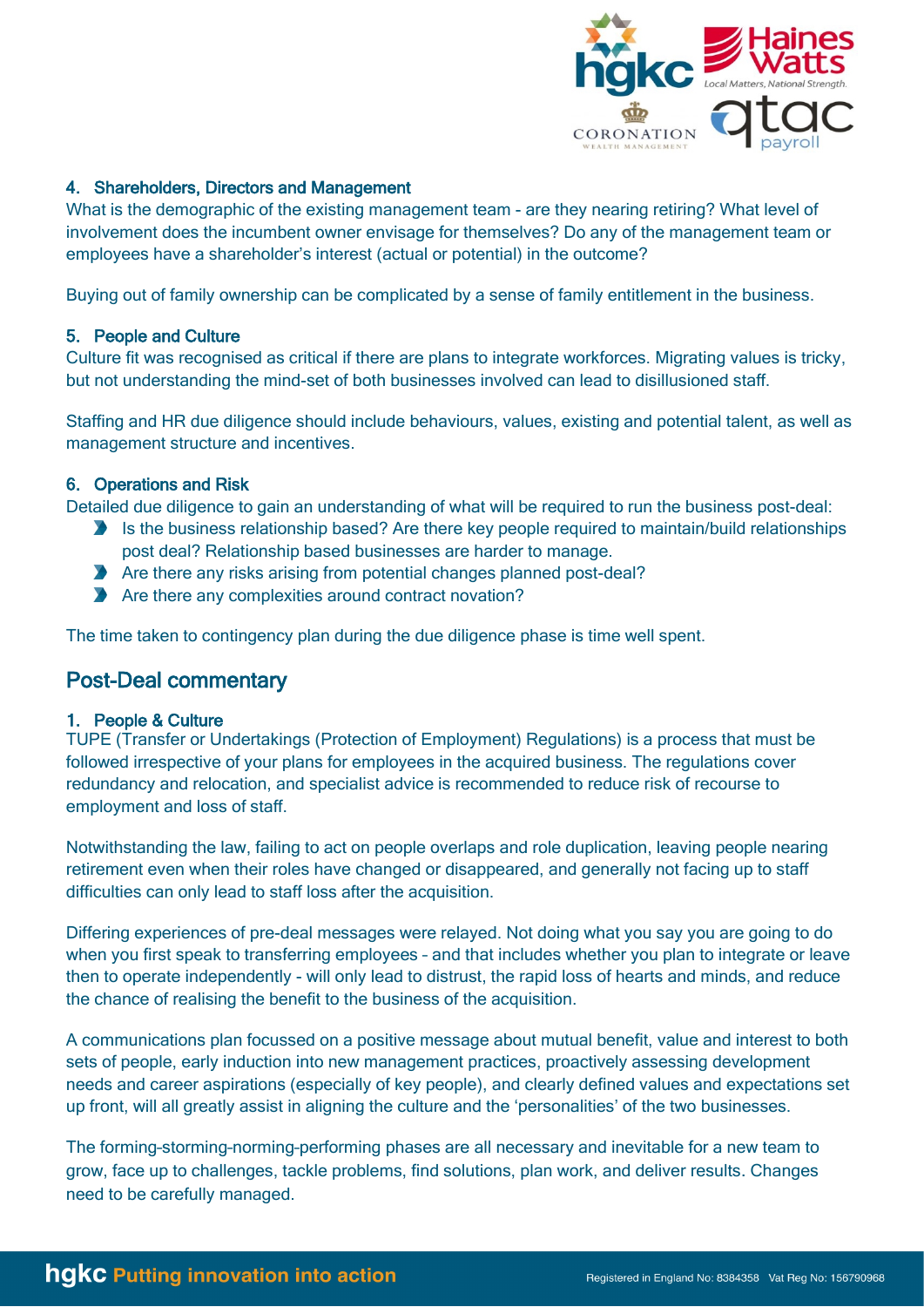### 4. Shareholders, Directors and Management

What is the demographic of the existing management team - are they nearing retiring? What level of involvement does the incumbent owner envisage for themselves? Do any of the management team or employees have a shareholder's interest (actual or potential) in the outcome?

Buying out of family ownership can be complicated by a sense of family entitlement in the business.

### 5. People and Culture

Culture fit was recognised as critical if there are plans to integrate workforces. Migrating values is tricky, but not understanding the mind-set of both businesses involved can lead to disillusioned staff.

Staffing and HR due diligence should include behaviours, values, existing and potential talent, as well as management structure and incentives.

### 6. Operations and Risk

Detailed due diligence to gain an understanding of what will be required to run the business post-deal:

- Is the business relationship based? Are there key people required to maintain/build relationships post deal? Relationship based businesses are harder to manage.
- Are there any risks arising from potential changes planned post-deal?
- Are there any complexities around contract novation?

The time taken to contingency plan during the due diligence phase is time well spent.

## Post-Deal commentary

### 1. People & Culture

TUPE (Transfer or Undertakings (Protection of Employment) Regulations) is a process that must be followed irrespective of your plans for employees in the acquired business. The regulations cover redundancy and relocation, and specialist advice is recommended to reduce risk of recourse to employment and loss of staff.

Notwithstanding the law, failing to act on people overlaps and role duplication, leaving people nearing retirement even when their roles have changed or disappeared, and generally not facing up to staff difficulties can only lead to staff loss after the acquisition.

Differing experiences of pre-deal messages were relayed. Not doing what you say you are going to do when you first speak to transferring employees – and that includes whether you plan to integrate or leave then to operate independently - will only lead to distrust, the rapid loss of hearts and minds, and reduce the chance of realising the benefit to the business of the acquisition.

A communications plan focussed on a positive message about mutual benefit, value and interest to both sets of people, early induction into new management practices, proactively assessing development needs and career aspirations (especially of key people), and clearly defined values and expectations set up front, will all greatly assist in aligning the culture and the 'personalities' of the two businesses.

The forming-storming-norming-performing phases are all necessary and inevitable for a new team to grow, face up to challenges, tackle problems, find solutions, plan work, and deliver results. Changes need to be carefully managed.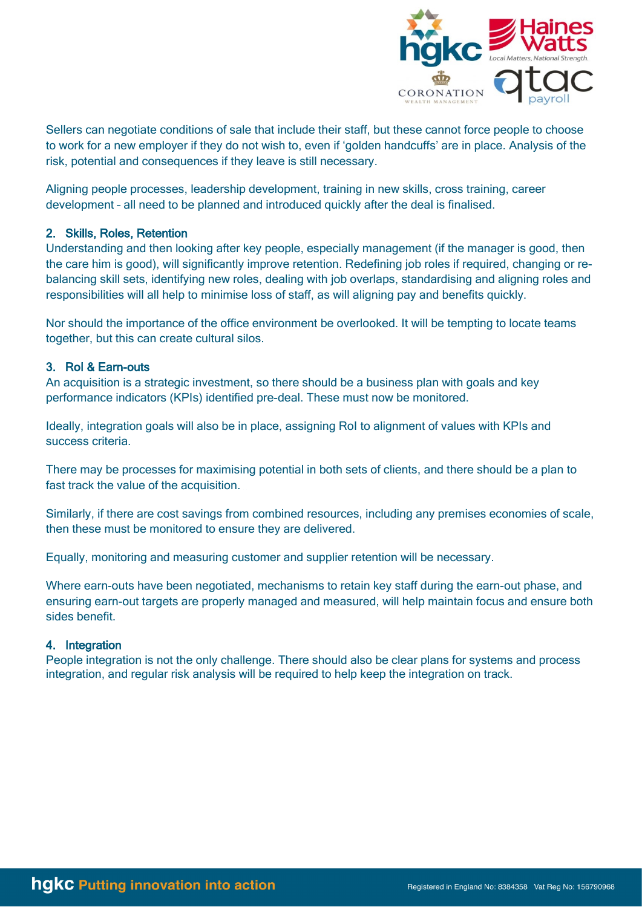Sellers can negotiate conditions of sale that include their staff, but these cannot force people to choose to work for a new employer if they do not wish to, even if 'golden handcuffs' are in place. Analysis of the risk, potential and consequences if they leave is still necessary.

Aligning people processes, leadership development, training in new skills, cross training, career development – all need to be planned and introduced quickly after the deal is finalised.

## 2. Skills, Roles, Retention

Understanding and then looking after key people, especially management (if the manager is good, then the care him is good), will significantly improve retention. Redefining job roles if required, changing or re-balancing skill sets, identifying new roles, dealing with job overlaps, standardising and aligning roles and responsibilities will all help to minimise loss of staff, as will aligning pay and benefits quickly.

Nor should the importance of the office environment be overlooked. It will be tempting to locate teams together, but this can create cultural silos.

## 3. RoI & Earn-outs

An acquisition is a strategic investment, so there should be a business plan with goals and key performance indicators (KPIs) identified pre-deal. These must now be monitored.

Ideally, integration goals will also be in place, assigning RoI to alignment of values with KPIs and success criteria.

There may be processes for maximising potential in both sets of clients, and there should be a plan to fast track the value of the acquisition.

Similarly, if there are cost savings from combined resources, including any premises economies of scale, then these must be monitored to ensure they are delivered.

Equally, monitoring and measuring customer and supplier retention will be necessary.

Where earn-outs have been negotiated, mechanisms to retain key staff during the earn-out phase, and ensuring earn-out targets are properly managed and measured, will help maintain focus and ensure both sides benefit.

## 4. Integration

People integration is not the only challenge. There should also be clear plans for systems and process integration, and regular risk analysis will be required to help keep the integration on track.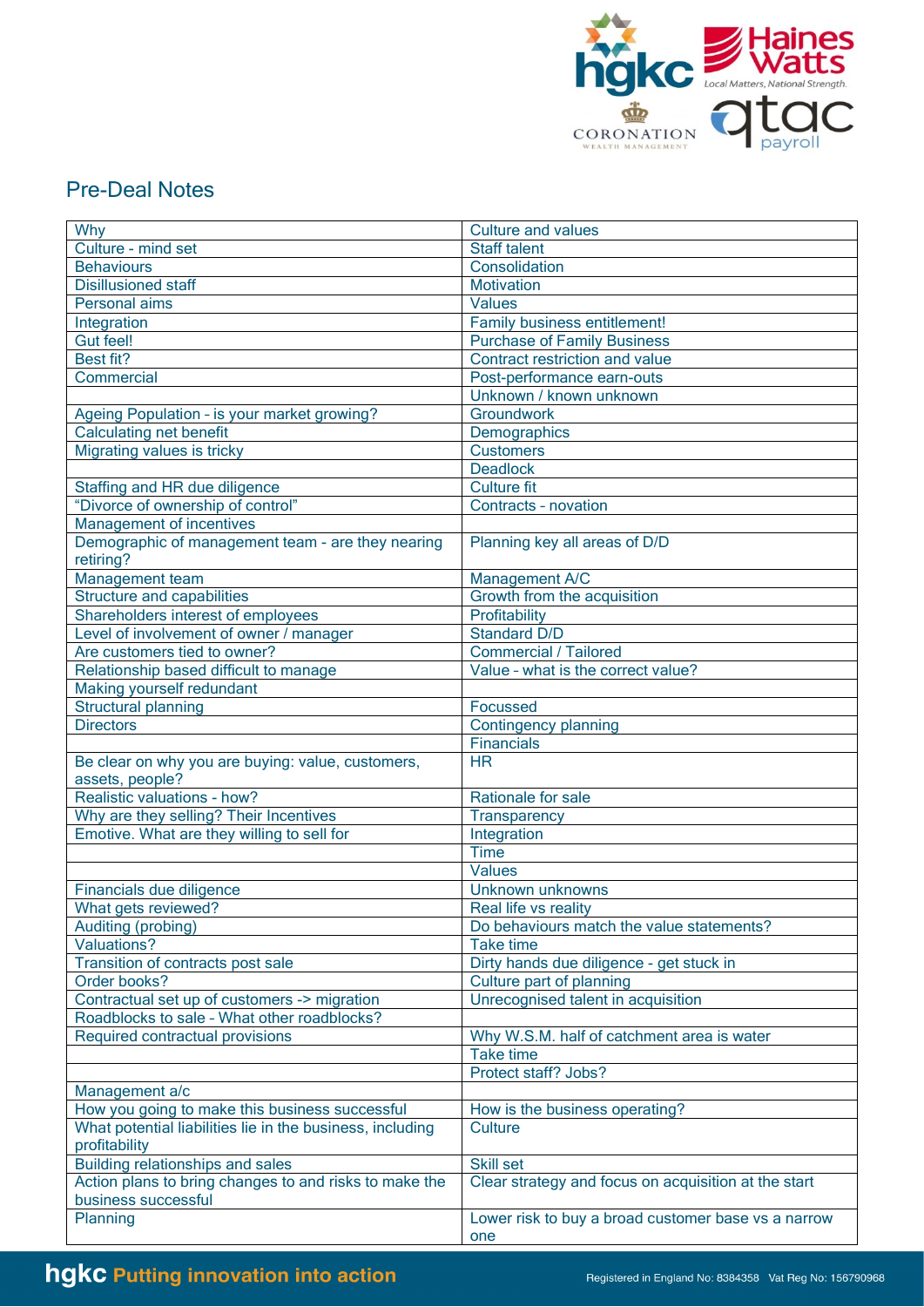## Pre-Deal Notes

| | |
|---|---|
| Why | Culture and values |
| Culture - mind set | Staff talent |
| Behaviours | Consolidation |
| Disillusioned staff | Motivation |
| Personal aims | Values |
| Integration | Family business entitlement! |
| Gut feel! | Purchase of Family Business |
| Best fit? | Contract restriction and value |
| Commercial | Post-performance earn-outs |
| | Unknown / known unknown |
| Ageing Population - is your market growing? | Groundwork |
| Calculating net benefit | Demographics |
| Migrating values is tricky | Customers |
| | Deadlock |
| Staffing and HR due diligence | Culture fit |
| "Divorce of ownership of control" | Contracts - novation |
| Management of incentives | |
| Demographic of management team - are they nearing retiring? | Planning key all areas of D/D |
| Management team | Management A/C |
| Structure and capabilities | Growth from the acquisition |
| Shareholders interest of employees | Profitability |
| Level of involvement of owner / manager | Standard D/D |
| Are customers tied to owner? | Commercial / Tailored |
| Relationship based difficult to manage | Value - what is the correct value? |
| Making yourself redundant | |
| Structural planning | Focussed |
| Directors | Contingency planning |
| | Financials |
| Be clear on why you are buying: value, customers, assets, people? | HR |
| Realistic valuations - how? | Rationale for sale |
| Why are they selling? Their Incentives | Transparency |
| Emotive. What are they willing to sell for | Integration |
| | Time |
| | Values |
| Financials due diligence | Unknown unknowns |
| What gets reviewed? | Real life vs reality |
| Auditing (probing) | Do behaviours match the value statements? |
| Valuations? | Take time |
| Transition of contracts post sale | Dirty hands due diligence - get stuck in |
| Order books? | Culture part of planning |
| Contractual set up of customers -> migration | Unrecognised talent in acquisition |
| Roadblocks to sale - What other roadblocks? | |
| Required contractual provisions | Why W.S.M. half of catchment area is water |
| | Take time |
| | Protect staff? Jobs? |
| Management a/c | |
| How you going to make this business successful | How is the business operating? |
| What potential liabilities lie in the business, including profitability | Culture |
| Building relationships and sales | Skill set |
| Action plans to bring changes to and risks to make the business successful | Clear strategy and focus on acquisition at the start |
| Planning | Lower risk to buy a broad customer base vs a narrow one |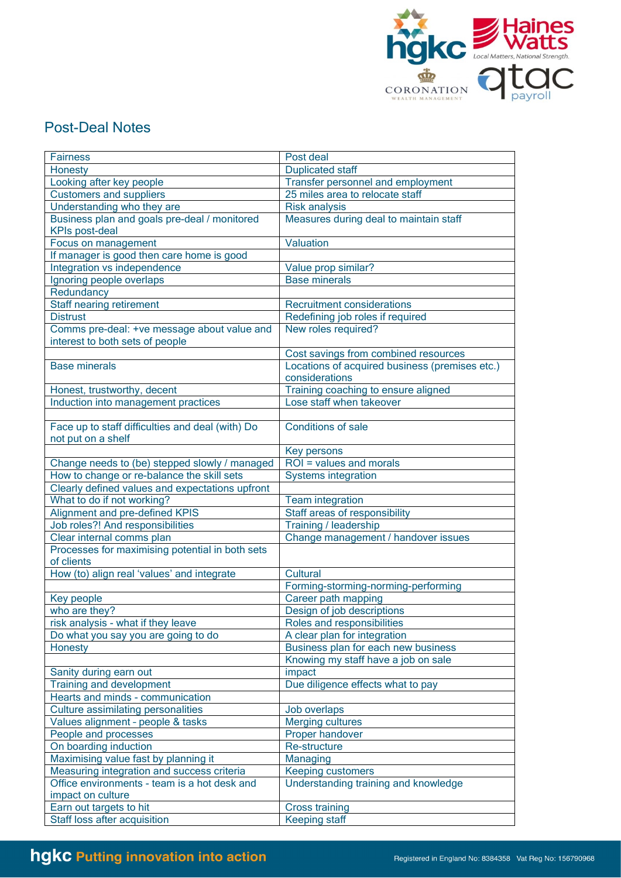## Post-Deal Notes

| | |
|---|---|
| Fairness | Post deal |
| Honesty | Duplicated staff |
| Looking after key people | Transfer personnel and employment |
| Customers and suppliers | 25 miles area to relocate staff |
| Understanding who they are | Risk analysis |
| Business plan and goals pre-deal / monitored KPIs post-deal | Measures during deal to maintain staff |
| Focus on management | Valuation |
| If manager is good then care home is good | |
| Integration vs independence | Value prop similar? |
| Ignoring people overlaps | Base minerals |
| Redundancy | |
| Staff nearing retirement | Recruitment considerations |
| Distrust | Redefining job roles if required |
| Comms pre-deal: +ve message about value and interest to both sets of people | New roles required? |
| | Cost savings from combined resources |
| Base minerals | Locations of acquired business (premises etc.) considerations |
| Honest, trustworthy, decent | Training coaching to ensure aligned |
| Induction into management practices | Lose staff when takeover |
| | |
| Face up to staff difficulties and deal (with) Do not put on a shelf | Conditions of sale |
| | Key persons |
| Change needs to (be) stepped slowly / managed | ROI = values and morals |
| How to change or re-balance the skill sets | Systems integration |
| Clearly defined values and expectations upfront | |
| What to do if not working? | Team integration |
| Alignment and pre-defined KPIS | Staff areas of responsibility |
| Job roles?! And responsibilities | Training / leadership |
| Clear internal comms plan | Change management / handover issues |
| Processes for maximising potential in both sets of clients | |
| How (to) align real 'values' and integrate | Cultural |
| | Forming-storming-norming-performing |
| Key people | Career path mapping |
| who are they? | Design of job descriptions |
| risk analysis - what if they leave | Roles and responsibilities |
| Do what you say you are going to do | A clear plan for integration |
| Honesty | Business plan for each new business |
| | Knowing my staff have a job on sale |
| Sanity during earn out | impact |
| Training and development | Due diligence effects what to pay |
| Hearts and minds - communication | |
| Culture assimilating personalities | Job overlaps |
| Values alignment - people & tasks | Merging cultures |
| People and processes | Proper handover |
| On boarding induction | Re-structure |
| Maximising value fast by planning it | Managing |
| Measuring integration and success criteria | Keeping customers |
| Office environments - team is a hot desk and impact on culture | Understanding training and knowledge |
| Earn out targets to hit | Cross training |
| Staff loss after acquisition | Keeping staff |